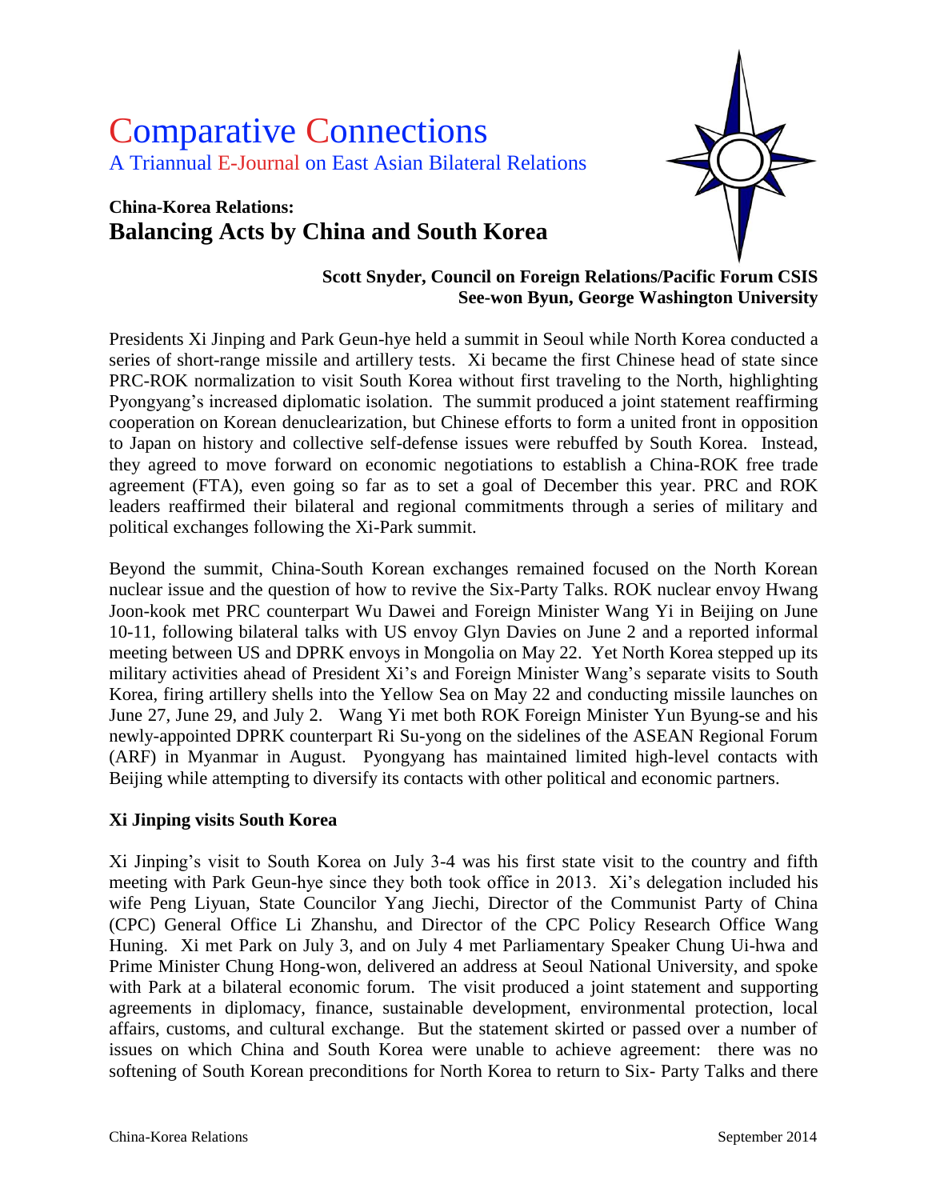# Comparative Connections

A Triannual E-Journal on East Asian Bilateral Relations

## China-Korea Relations:
## Balancing Acts by China and South Korea

**Scott Snyder, Council on Foreign Relations/Pacific Forum CSIS**
**See-won Byun, George Washington University**

Presidents Xi Jinping and Park Geun-hye held a summit in Seoul while North Korea conducted a series of short-range missile and artillery tests. Xi became the first Chinese head of state since PRC-ROK normalization to visit South Korea without first traveling to the North, highlighting Pyongyang's increased diplomatic isolation. The summit produced a joint statement reaffirming cooperation on Korean denuclearization, but Chinese efforts to form a united front in opposition to Japan on history and collective self-defense issues were rebuffed by South Korea. Instead, they agreed to move forward on economic negotiations to establish a China-ROK free trade agreement (FTA), even going so far as to set a goal of December this year. PRC and ROK leaders reaffirmed their bilateral and regional commitments through a series of military and political exchanges following the Xi-Park summit.

Beyond the summit, China-South Korean exchanges remained focused on the North Korean nuclear issue and the question of how to revive the Six-Party Talks. ROK nuclear envoy Hwang Joon-kook met PRC counterpart Wu Dawei and Foreign Minister Wang Yi in Beijing on June 10-11, following bilateral talks with US envoy Glyn Davies on June 2 and a reported informal meeting between US and DPRK envoys in Mongolia on May 22. Yet North Korea stepped up its military activities ahead of President Xi's and Foreign Minister Wang's separate visits to South Korea, firing artillery shells into the Yellow Sea on May 22 and conducting missile launches on June 27, June 29, and July 2. Wang Yi met both ROK Foreign Minister Yun Byung-se and his newly-appointed DPRK counterpart Ri Su-yong on the sidelines of the ASEAN Regional Forum (ARF) in Myanmar in August. Pyongyang has maintained limited high-level contacts with Beijing while attempting to diversify its contacts with other political and economic partners.

### Xi Jinping visits South Korea

Xi Jinping's visit to South Korea on July 3-4 was his first state visit to the country and fifth meeting with Park Geun-hye since they both took office in 2013. Xi's delegation included his wife Peng Liyuan, State Councilor Yang Jiechi, Director of the Communist Party of China (CPC) General Office Li Zhanshu, and Director of the CPC Policy Research Office Wang Huning. Xi met Park on July 3, and on July 4 met Parliamentary Speaker Chung Ui-hwa and Prime Minister Chung Hong-won, delivered an address at Seoul National University, and spoke with Park at a bilateral economic forum. The visit produced a joint statement and supporting agreements in diplomacy, finance, sustainable development, environmental protection, local affairs, customs, and cultural exchange. But the statement skirted or passed over a number of issues on which China and South Korea were unable to achieve agreement: there was no softening of South Korean preconditions for North Korea to return to Six- Party Talks and there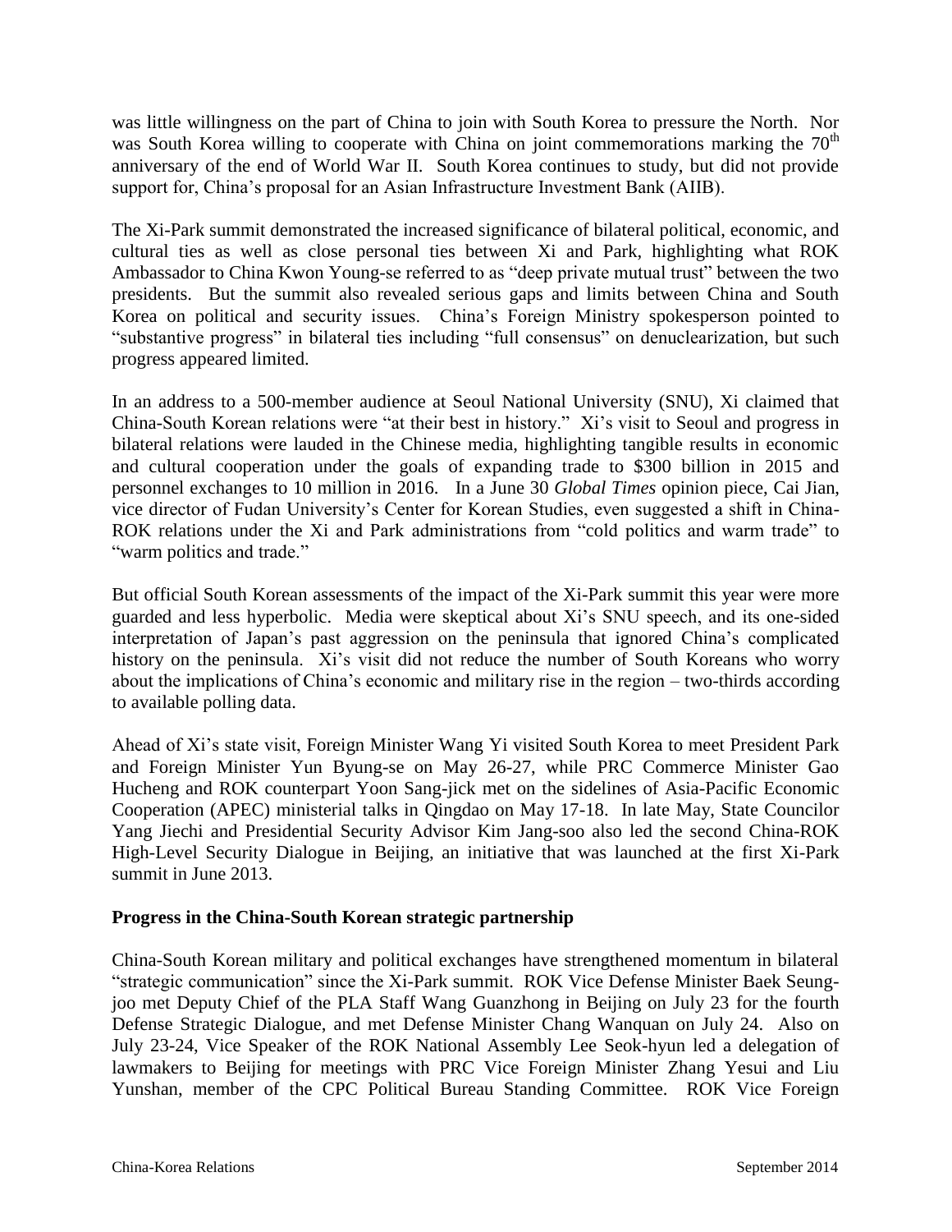was little willingness on the part of China to join with South Korea to pressure the North. Nor was South Korea willing to cooperate with China on joint commemorations marking the 70th anniversary of the end of World War II. South Korea continues to study, but did not provide support for, China's proposal for an Asian Infrastructure Investment Bank (AIIB).

The Xi-Park summit demonstrated the increased significance of bilateral political, economic, and cultural ties as well as close personal ties between Xi and Park, highlighting what ROK Ambassador to China Kwon Young-se referred to as "deep private mutual trust" between the two presidents. But the summit also revealed serious gaps and limits between China and South Korea on political and security issues. China's Foreign Ministry spokesperson pointed to "substantive progress" in bilateral ties including "full consensus" on denuclearization, but such progress appeared limited.

In an address to a 500-member audience at Seoul National University (SNU), Xi claimed that China-South Korean relations were "at their best in history." Xi's visit to Seoul and progress in bilateral relations were lauded in the Chinese media, highlighting tangible results in economic and cultural cooperation under the goals of expanding trade to \$300 billion in 2015 and personnel exchanges to 10 million in 2016. In a June 30 *Global Times* opinion piece, Cai Jian, vice director of Fudan University's Center for Korean Studies, even suggested a shift in China-ROK relations under the Xi and Park administrations from "cold politics and warm trade" to "warm politics and trade."

But official South Korean assessments of the impact of the Xi-Park summit this year were more guarded and less hyperbolic. Media were skeptical about Xi's SNU speech, and its one-sided interpretation of Japan's past aggression on the peninsula that ignored China's complicated history on the peninsula. Xi's visit did not reduce the number of South Koreans who worry about the implications of China's economic and military rise in the region – two-thirds according to available polling data.

Ahead of Xi's state visit, Foreign Minister Wang Yi visited South Korea to meet President Park and Foreign Minister Yun Byung-se on May 26-27, while PRC Commerce Minister Gao Hucheng and ROK counterpart Yoon Sang-jick met on the sidelines of Asia-Pacific Economic Cooperation (APEC) ministerial talks in Qingdao on May 17-18. In late May, State Councilor Yang Jiechi and Presidential Security Advisor Kim Jang-soo also led the second China-ROK High-Level Security Dialogue in Beijing, an initiative that was launched at the first Xi-Park summit in June 2013.

**Progress in the China-South Korean strategic partnership**

China-South Korean military and political exchanges have strengthened momentum in bilateral "strategic communication" since the Xi-Park summit. ROK Vice Defense Minister Baek Seung-joo met Deputy Chief of the PLA Staff Wang Guanzhong in Beijing on July 23 for the fourth Defense Strategic Dialogue, and met Defense Minister Chang Wanquan on July 24. Also on July 23-24, Vice Speaker of the ROK National Assembly Lee Seok-hyun led a delegation of lawmakers to Beijing for meetings with PRC Vice Foreign Minister Zhang Yesui and Liu Yunshan, member of the CPC Political Bureau Standing Committee. ROK Vice Foreign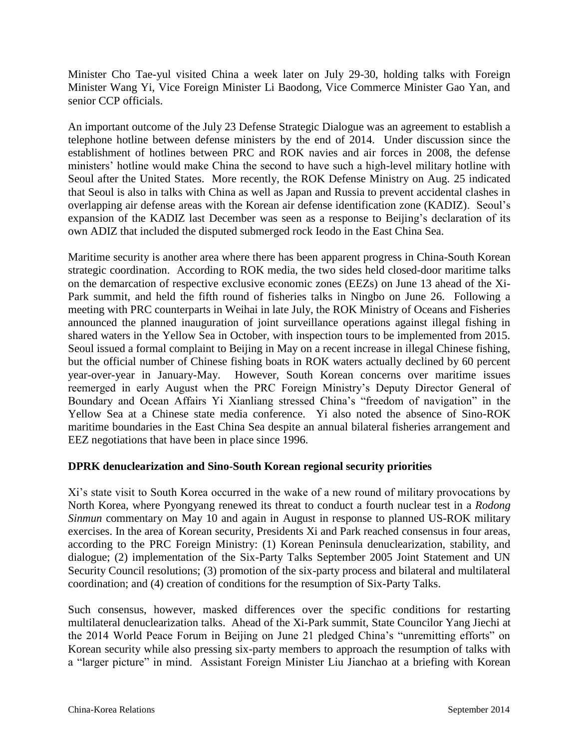Minister Cho Tae-yul visited China a week later on July 29-30, holding talks with Foreign Minister Wang Yi, Vice Foreign Minister Li Baodong, Vice Commerce Minister Gao Yan, and senior CCP officials.

An important outcome of the July 23 Defense Strategic Dialogue was an agreement to establish a telephone hotline between defense ministers by the end of 2014. Under discussion since the establishment of hotlines between PRC and ROK navies and air forces in 2008, the defense ministers' hotline would make China the second to have such a high-level military hotline with Seoul after the United States. More recently, the ROK Defense Ministry on Aug. 25 indicated that Seoul is also in talks with China as well as Japan and Russia to prevent accidental clashes in overlapping air defense areas with the Korean air defense identification zone (KADIZ). Seoul's expansion of the KADIZ last December was seen as a response to Beijing's declaration of its own ADIZ that included the disputed submerged rock Ieodo in the East China Sea.

Maritime security is another area where there has been apparent progress in China-South Korean strategic coordination. According to ROK media, the two sides held closed-door maritime talks on the demarcation of respective exclusive economic zones (EEZs) on June 13 ahead of the Xi-Park summit, and held the fifth round of fisheries talks in Ningbo on June 26. Following a meeting with PRC counterparts in Weihai in late July, the ROK Ministry of Oceans and Fisheries announced the planned inauguration of joint surveillance operations against illegal fishing in shared waters in the Yellow Sea in October, with inspection tours to be implemented from 2015. Seoul issued a formal complaint to Beijing in May on a recent increase in illegal Chinese fishing, but the official number of Chinese fishing boats in ROK waters actually declined by 60 percent year-over-year in January-May. However, South Korean concerns over maritime issues reemerged in early August when the PRC Foreign Ministry's Deputy Director General of Boundary and Ocean Affairs Yi Xianliang stressed China's "freedom of navigation" in the Yellow Sea at a Chinese state media conference. Yi also noted the absence of Sino-ROK maritime boundaries in the East China Sea despite an annual bilateral fisheries arrangement and EEZ negotiations that have been in place since 1996.

**DPRK denuclearization and Sino-South Korean regional security priorities**

Xi's state visit to South Korea occurred in the wake of a new round of military provocations by North Korea, where Pyongyang renewed its threat to conduct a fourth nuclear test in a *Rodong Sinmun* commentary on May 10 and again in August in response to planned US-ROK military exercises. In the area of Korean security, Presidents Xi and Park reached consensus in four areas, according to the PRC Foreign Ministry: (1) Korean Peninsula denuclearization, stability, and dialogue; (2) implementation of the Six-Party Talks September 2005 Joint Statement and UN Security Council resolutions; (3) promotion of the six-party process and bilateral and multilateral coordination; and (4) creation of conditions for the resumption of Six-Party Talks.

Such consensus, however, masked differences over the specific conditions for restarting multilateral denuclearization talks. Ahead of the Xi-Park summit, State Councilor Yang Jiechi at the 2014 World Peace Forum in Beijing on June 21 pledged China's "unremitting efforts" on Korean security while also pressing six-party members to approach the resumption of talks with a "larger picture" in mind. Assistant Foreign Minister Liu Jianchao at a briefing with Korean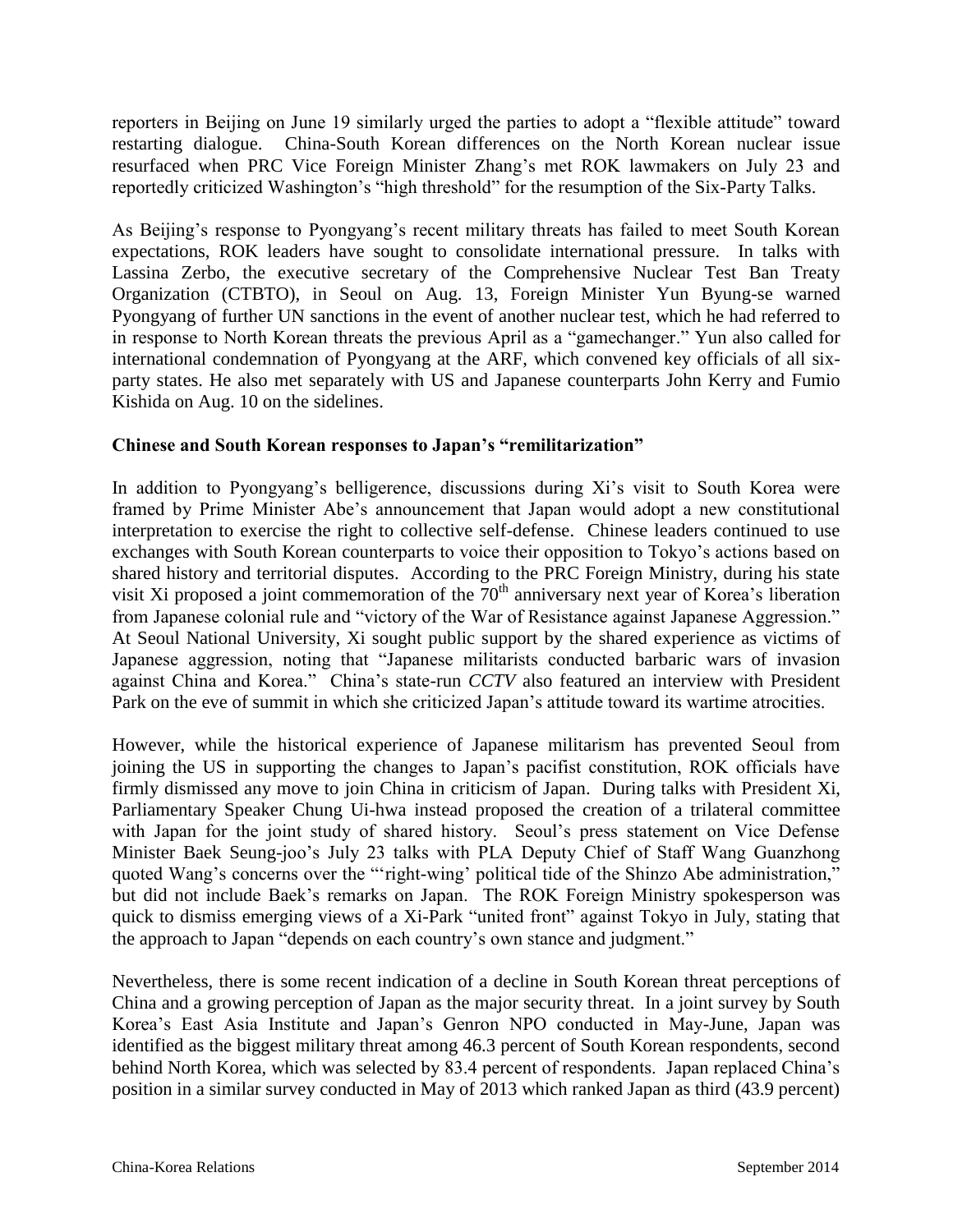reporters in Beijing on June 19 similarly urged the parties to adopt a "flexible attitude" toward restarting dialogue. China-South Korean differences on the North Korean nuclear issue resurfaced when PRC Vice Foreign Minister Zhang's met ROK lawmakers on July 23 and reportedly criticized Washington's "high threshold" for the resumption of the Six-Party Talks.

As Beijing's response to Pyongyang's recent military threats has failed to meet South Korean expectations, ROK leaders have sought to consolidate international pressure. In talks with Lassina Zerbo, the executive secretary of the Comprehensive Nuclear Test Ban Treaty Organization (CTBTO), in Seoul on Aug. 13, Foreign Minister Yun Byung-se warned Pyongyang of further UN sanctions in the event of another nuclear test, which he had referred to in response to North Korean threats the previous April as a "gamechanger." Yun also called for international condemnation of Pyongyang at the ARF, which convened key officials of all six-party states. He also met separately with US and Japanese counterparts John Kerry and Fumio Kishida on Aug. 10 on the sidelines.

**Chinese and South Korean responses to Japan's "remilitarization"**

In addition to Pyongyang's belligerence, discussions during Xi's visit to South Korea were framed by Prime Minister Abe's announcement that Japan would adopt a new constitutional interpretation to exercise the right to collective self-defense. Chinese leaders continued to use exchanges with South Korean counterparts to voice their opposition to Tokyo's actions based on shared history and territorial disputes. According to the PRC Foreign Ministry, during his state visit Xi proposed a joint commemoration of the 70th anniversary next year of Korea's liberation from Japanese colonial rule and "victory of the War of Resistance against Japanese Aggression." At Seoul National University, Xi sought public support by the shared experience as victims of Japanese aggression, noting that "Japanese militarists conducted barbaric wars of invasion against China and Korea." China's state-run *CCTV* also featured an interview with President Park on the eve of summit in which she criticized Japan's attitude toward its wartime atrocities.

However, while the historical experience of Japanese militarism has prevented Seoul from joining the US in supporting the changes to Japan's pacifist constitution, ROK officials have firmly dismissed any move to join China in criticism of Japan. During talks with President Xi, Parliamentary Speaker Chung Ui-hwa instead proposed the creation of a trilateral committee with Japan for the joint study of shared history. Seoul's press statement on Vice Defense Minister Baek Seung-joo's July 23 talks with PLA Deputy Chief of Staff Wang Guanzhong quoted Wang's concerns over the "'right-wing' political tide of the Shinzo Abe administration," but did not include Baek's remarks on Japan. The ROK Foreign Ministry spokesperson was quick to dismiss emerging views of a Xi-Park "united front" against Tokyo in July, stating that the approach to Japan "depends on each country's own stance and judgment."

Nevertheless, there is some recent indication of a decline in South Korean threat perceptions of China and a growing perception of Japan as the major security threat. In a joint survey by South Korea's East Asia Institute and Japan's Genron NPO conducted in May-June, Japan was identified as the biggest military threat among 46.3 percent of South Korean respondents, second behind North Korea, which was selected by 83.4 percent of respondents. Japan replaced China's position in a similar survey conducted in May of 2013 which ranked Japan as third (43.9 percent)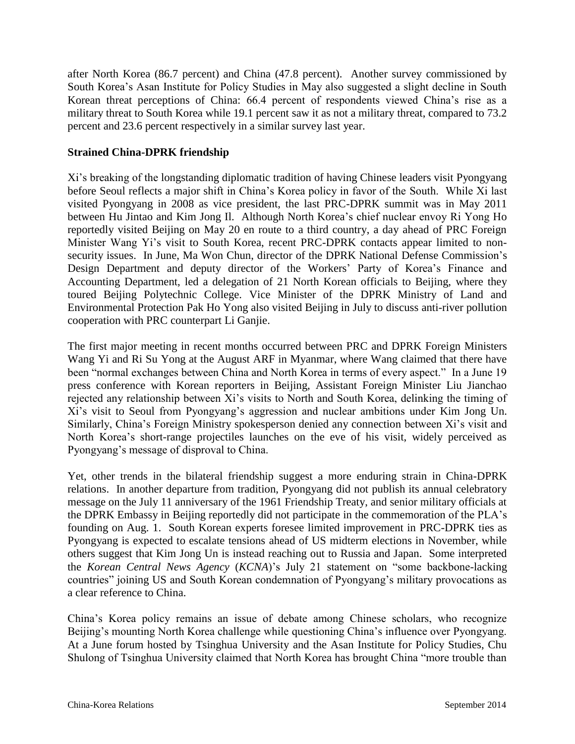after North Korea (86.7 percent) and China (47.8 percent). Another survey commissioned by South Korea's Asan Institute for Policy Studies in May also suggested a slight decline in South Korean threat perceptions of China: 66.4 percent of respondents viewed China's rise as a military threat to South Korea while 19.1 percent saw it as not a military threat, compared to 73.2 percent and 23.6 percent respectively in a similar survey last year.

**Strained China-DPRK friendship**

Xi's breaking of the longstanding diplomatic tradition of having Chinese leaders visit Pyongyang before Seoul reflects a major shift in China's Korea policy in favor of the South. While Xi last visited Pyongyang in 2008 as vice president, the last PRC-DPRK summit was in May 2011 between Hu Jintao and Kim Jong Il. Although North Korea's chief nuclear envoy Ri Yong Ho reportedly visited Beijing on May 20 en route to a third country, a day ahead of PRC Foreign Minister Wang Yi's visit to South Korea, recent PRC-DPRK contacts appear limited to non-security issues. In June, Ma Won Chun, director of the DPRK National Defense Commission's Design Department and deputy director of the Workers' Party of Korea's Finance and Accounting Department, led a delegation of 21 North Korean officials to Beijing, where they toured Beijing Polytechnic College. Vice Minister of the DPRK Ministry of Land and Environmental Protection Pak Ho Yong also visited Beijing in July to discuss anti-river pollution cooperation with PRC counterpart Li Ganjie.

The first major meeting in recent months occurred between PRC and DPRK Foreign Ministers Wang Yi and Ri Su Yong at the August ARF in Myanmar, where Wang claimed that there have been "normal exchanges between China and North Korea in terms of every aspect." In a June 19 press conference with Korean reporters in Beijing, Assistant Foreign Minister Liu Jianchao rejected any relationship between Xi's visits to North and South Korea, delinking the timing of Xi's visit to Seoul from Pyongyang's aggression and nuclear ambitions under Kim Jong Un. Similarly, China's Foreign Ministry spokesperson denied any connection between Xi's visit and North Korea's short-range projectiles launches on the eve of his visit, widely perceived as Pyongyang's message of disproval to China.

Yet, other trends in the bilateral friendship suggest a more enduring strain in China-DPRK relations. In another departure from tradition, Pyongyang did not publish its annual celebratory message on the July 11 anniversary of the 1961 Friendship Treaty, and senior military officials at the DPRK Embassy in Beijing reportedly did not participate in the commemoration of the PLA's founding on Aug. 1. South Korean experts foresee limited improvement in PRC-DPRK ties as Pyongyang is expected to escalate tensions ahead of US midterm elections in November, while others suggest that Kim Jong Un is instead reaching out to Russia and Japan. Some interpreted the *Korean Central News Agency* (*KCNA*)'s July 21 statement on "some backbone-lacking countries" joining US and South Korean condemnation of Pyongyang's military provocations as a clear reference to China.

China's Korea policy remains an issue of debate among Chinese scholars, who recognize Beijing's mounting North Korea challenge while questioning China's influence over Pyongyang. At a June forum hosted by Tsinghua University and the Asan Institute for Policy Studies, Chu Shulong of Tsinghua University claimed that North Korea has brought China "more trouble than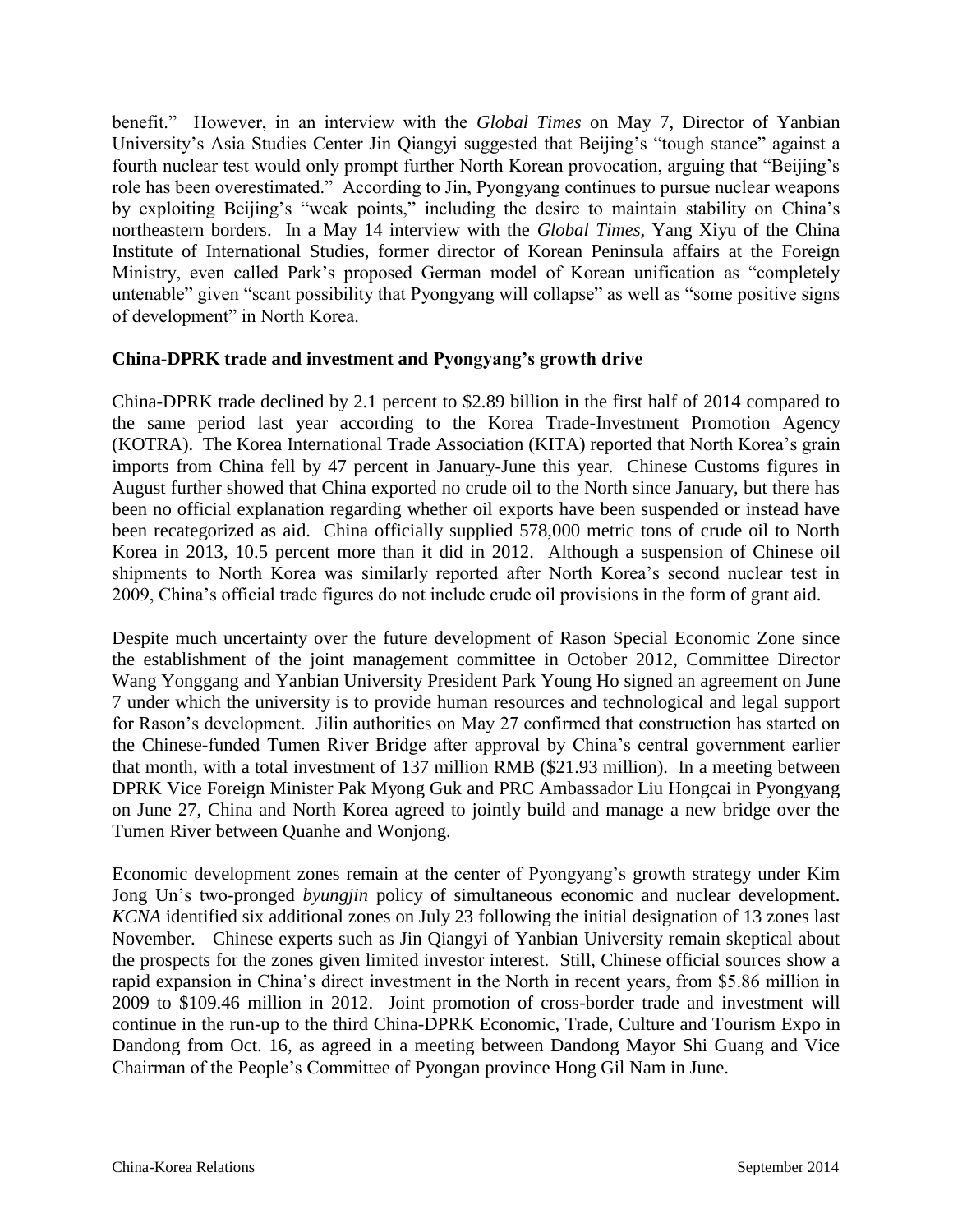benefit." However, in an interview with the *Global Times* on May 7, Director of Yanbian University's Asia Studies Center Jin Qiangyi suggested that Beijing's "tough stance" against a fourth nuclear test would only prompt further North Korean provocation, arguing that "Beijing's role has been overestimated." According to Jin, Pyongyang continues to pursue nuclear weapons by exploiting Beijing's "weak points," including the desire to maintain stability on China's northeastern borders. In a May 14 interview with the *Global Times*, Yang Xiyu of the China Institute of International Studies, former director of Korean Peninsula affairs at the Foreign Ministry, even called Park's proposed German model of Korean unification as "completely untenable" given "scant possibility that Pyongyang will collapse" as well as "some positive signs of development" in North Korea.

**China-DPRK trade and investment and Pyongyang's growth drive**

China-DPRK trade declined by 2.1 percent to $2.89 billion in the first half of 2014 compared to the same period last year according to the Korea Trade-Investment Promotion Agency (KOTRA). The Korea International Trade Association (KITA) reported that North Korea's grain imports from China fell by 47 percent in January-June this year. Chinese Customs figures in August further showed that China exported no crude oil to the North since January, but there has been no official explanation regarding whether oil exports have been suspended or instead have been recategorized as aid. China officially supplied 578,000 metric tons of crude oil to North Korea in 2013, 10.5 percent more than it did in 2012. Although a suspension of Chinese oil shipments to North Korea was similarly reported after North Korea's second nuclear test in 2009, China's official trade figures do not include crude oil provisions in the form of grant aid.

Despite much uncertainty over the future development of Rason Special Economic Zone since the establishment of the joint management committee in October 2012, Committee Director Wang Yonggang and Yanbian University President Park Young Ho signed an agreement on June 7 under which the university is to provide human resources and technological and legal support for Rason's development. Jilin authorities on May 27 confirmed that construction has started on the Chinese-funded Tumen River Bridge after approval by China's central government earlier that month, with a total investment of 137 million RMB ($21.93 million). In a meeting between DPRK Vice Foreign Minister Pak Myong Guk and PRC Ambassador Liu Hongcai in Pyongyang on June 27, China and North Korea agreed to jointly build and manage a new bridge over the Tumen River between Quanhe and Wonjong.

Economic development zones remain at the center of Pyongyang's growth strategy under Kim Jong Un's two-pronged *byungjin* policy of simultaneous economic and nuclear development. *KCNA* identified six additional zones on July 23 following the initial designation of 13 zones last November. Chinese experts such as Jin Qiangyi of Yanbian University remain skeptical about the prospects for the zones given limited investor interest. Still, Chinese official sources show a rapid expansion in China's direct investment in the North in recent years, from $5.86 million in 2009 to $109.46 million in 2012. Joint promotion of cross-border trade and investment will continue in the run-up to the third China-DPRK Economic, Trade, Culture and Tourism Expo in Dandong from Oct. 16, as agreed in a meeting between Dandong Mayor Shi Guang and Vice Chairman of the People's Committee of Pyongan province Hong Gil Nam in June.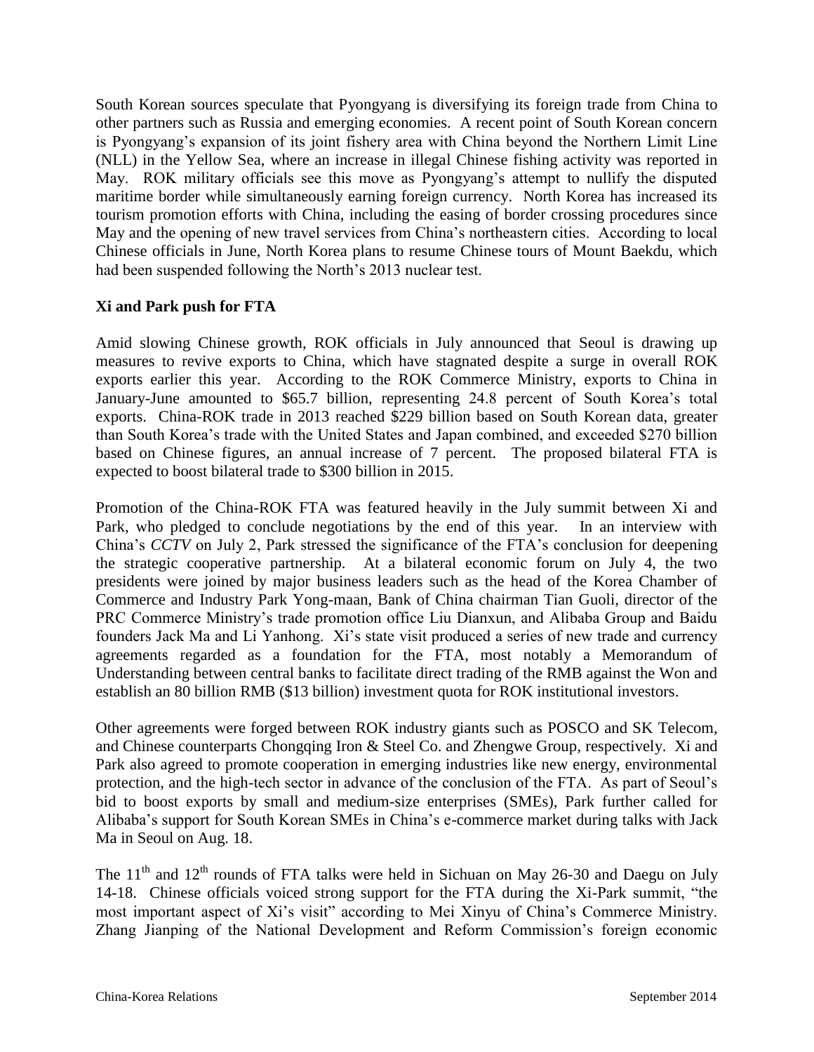South Korean sources speculate that Pyongyang is diversifying its foreign trade from China to other partners such as Russia and emerging economies. A recent point of South Korean concern is Pyongyang's expansion of its joint fishery area with China beyond the Northern Limit Line (NLL) in the Yellow Sea, where an increase in illegal Chinese fishing activity was reported in May. ROK military officials see this move as Pyongyang's attempt to nullify the disputed maritime border while simultaneously earning foreign currency. North Korea has increased its tourism promotion efforts with China, including the easing of border crossing procedures since May and the opening of new travel services from China's northeastern cities. According to local Chinese officials in June, North Korea plans to resume Chinese tours of Mount Baekdu, which had been suspended following the North's 2013 nuclear test.

**Xi and Park push for FTA**

Amid slowing Chinese growth, ROK officials in July announced that Seoul is drawing up measures to revive exports to China, which have stagnated despite a surge in overall ROK exports earlier this year. According to the ROK Commerce Ministry, exports to China in January-June amounted to $65.7 billion, representing 24.8 percent of South Korea's total exports. China-ROK trade in 2013 reached $229 billion based on South Korean data, greater than South Korea's trade with the United States and Japan combined, and exceeded $270 billion based on Chinese figures, an annual increase of 7 percent. The proposed bilateral FTA is expected to boost bilateral trade to $300 billion in 2015.

Promotion of the China-ROK FTA was featured heavily in the July summit between Xi and Park, who pledged to conclude negotiations by the end of this year. In an interview with China's *CCTV* on July 2, Park stressed the significance of the FTA's conclusion for deepening the strategic cooperative partnership. At a bilateral economic forum on July 4, the two presidents were joined by major business leaders such as the head of the Korea Chamber of Commerce and Industry Park Yong-maan, Bank of China chairman Tian Guoli, director of the PRC Commerce Ministry's trade promotion office Liu Dianxun, and Alibaba Group and Baidu founders Jack Ma and Li Yanhong. Xi's state visit produced a series of new trade and currency agreements regarded as a foundation for the FTA, most notably a Memorandum of Understanding between central banks to facilitate direct trading of the RMB against the Won and establish an 80 billion RMB ($13 billion) investment quota for ROK institutional investors.

Other agreements were forged between ROK industry giants such as POSCO and SK Telecom, and Chinese counterparts Chongqing Iron & Steel Co. and Zhengwe Group, respectively. Xi and Park also agreed to promote cooperation in emerging industries like new energy, environmental protection, and the high-tech sector in advance of the conclusion of the FTA. As part of Seoul's bid to boost exports by small and medium-size enterprises (SMEs), Park further called for Alibaba's support for South Korean SMEs in China's e-commerce market during talks with Jack Ma in Seoul on Aug. 18.

The 11th and 12th rounds of FTA talks were held in Sichuan on May 26-30 and Daegu on July 14-18. Chinese officials voiced strong support for the FTA during the Xi-Park summit, "the most important aspect of Xi's visit" according to Mei Xinyu of China's Commerce Ministry. Zhang Jianping of the National Development and Reform Commission's foreign economic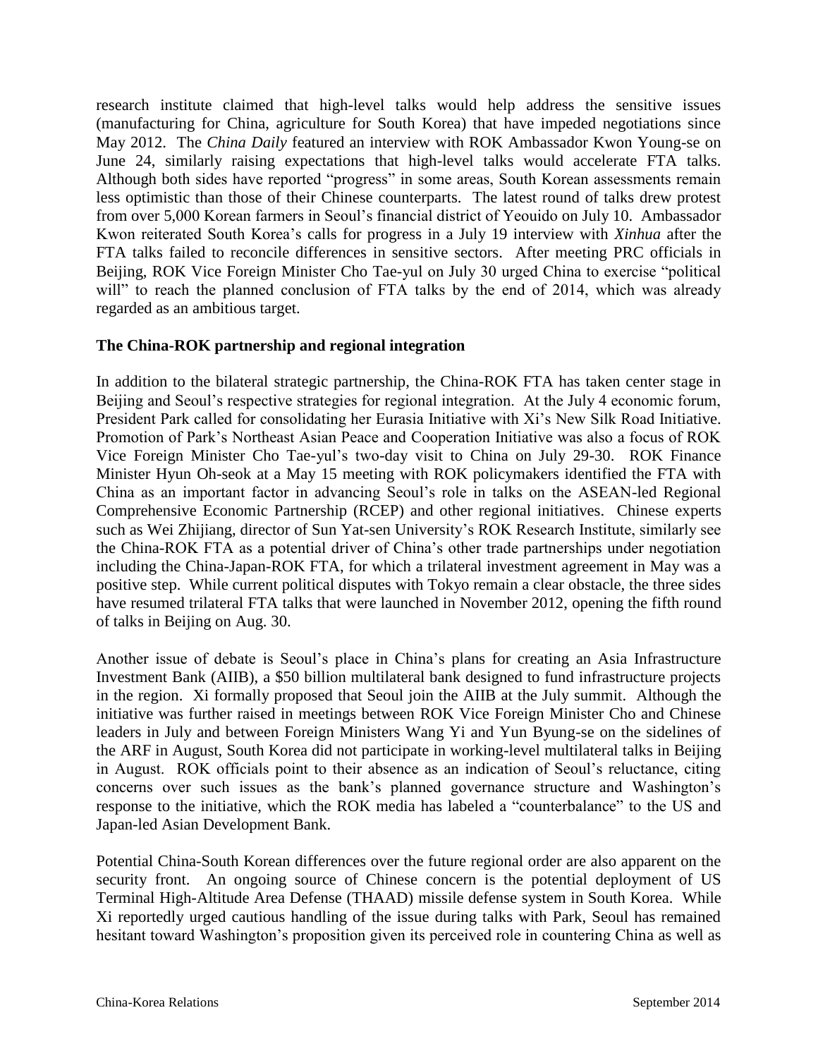research institute claimed that high-level talks would help address the sensitive issues (manufacturing for China, agriculture for South Korea) that have impeded negotiations since May 2012. The *China Daily* featured an interview with ROK Ambassador Kwon Young-se on June 24, similarly raising expectations that high-level talks would accelerate FTA talks. Although both sides have reported "progress" in some areas, South Korean assessments remain less optimistic than those of their Chinese counterparts. The latest round of talks drew protest from over 5,000 Korean farmers in Seoul's financial district of Yeouido on July 10. Ambassador Kwon reiterated South Korea's calls for progress in a July 19 interview with *Xinhua* after the FTA talks failed to reconcile differences in sensitive sectors. After meeting PRC officials in Beijing, ROK Vice Foreign Minister Cho Tae-yul on July 30 urged China to exercise "political will" to reach the planned conclusion of FTA talks by the end of 2014, which was already regarded as an ambitious target.

**The China-ROK partnership and regional integration**

In addition to the bilateral strategic partnership, the China-ROK FTA has taken center stage in Beijing and Seoul's respective strategies for regional integration. At the July 4 economic forum, President Park called for consolidating her Eurasia Initiative with Xi's New Silk Road Initiative. Promotion of Park's Northeast Asian Peace and Cooperation Initiative was also a focus of ROK Vice Foreign Minister Cho Tae-yul's two-day visit to China on July 29-30. ROK Finance Minister Hyun Oh-seok at a May 15 meeting with ROK policymakers identified the FTA with China as an important factor in advancing Seoul's role in talks on the ASEAN-led Regional Comprehensive Economic Partnership (RCEP) and other regional initiatives. Chinese experts such as Wei Zhijiang, director of Sun Yat-sen University's ROK Research Institute, similarly see the China-ROK FTA as a potential driver of China's other trade partnerships under negotiation including the China-Japan-ROK FTA, for which a trilateral investment agreement in May was a positive step. While current political disputes with Tokyo remain a clear obstacle, the three sides have resumed trilateral FTA talks that were launched in November 2012, opening the fifth round of talks in Beijing on Aug. 30.

Another issue of debate is Seoul's place in China's plans for creating an Asia Infrastructure Investment Bank (AIIB), a $50 billion multilateral bank designed to fund infrastructure projects in the region. Xi formally proposed that Seoul join the AIIB at the July summit. Although the initiative was further raised in meetings between ROK Vice Foreign Minister Cho and Chinese leaders in July and between Foreign Ministers Wang Yi and Yun Byung-se on the sidelines of the ARF in August, South Korea did not participate in working-level multilateral talks in Beijing in August. ROK officials point to their absence as an indication of Seoul's reluctance, citing concerns over such issues as the bank's planned governance structure and Washington's response to the initiative, which the ROK media has labeled a "counterbalance" to the US and Japan-led Asian Development Bank.

Potential China-South Korean differences over the future regional order are also apparent on the security front. An ongoing source of Chinese concern is the potential deployment of US Terminal High-Altitude Area Defense (THAAD) missile defense system in South Korea. While Xi reportedly urged cautious handling of the issue during talks with Park, Seoul has remained hesitant toward Washington's proposition given its perceived role in countering China as well as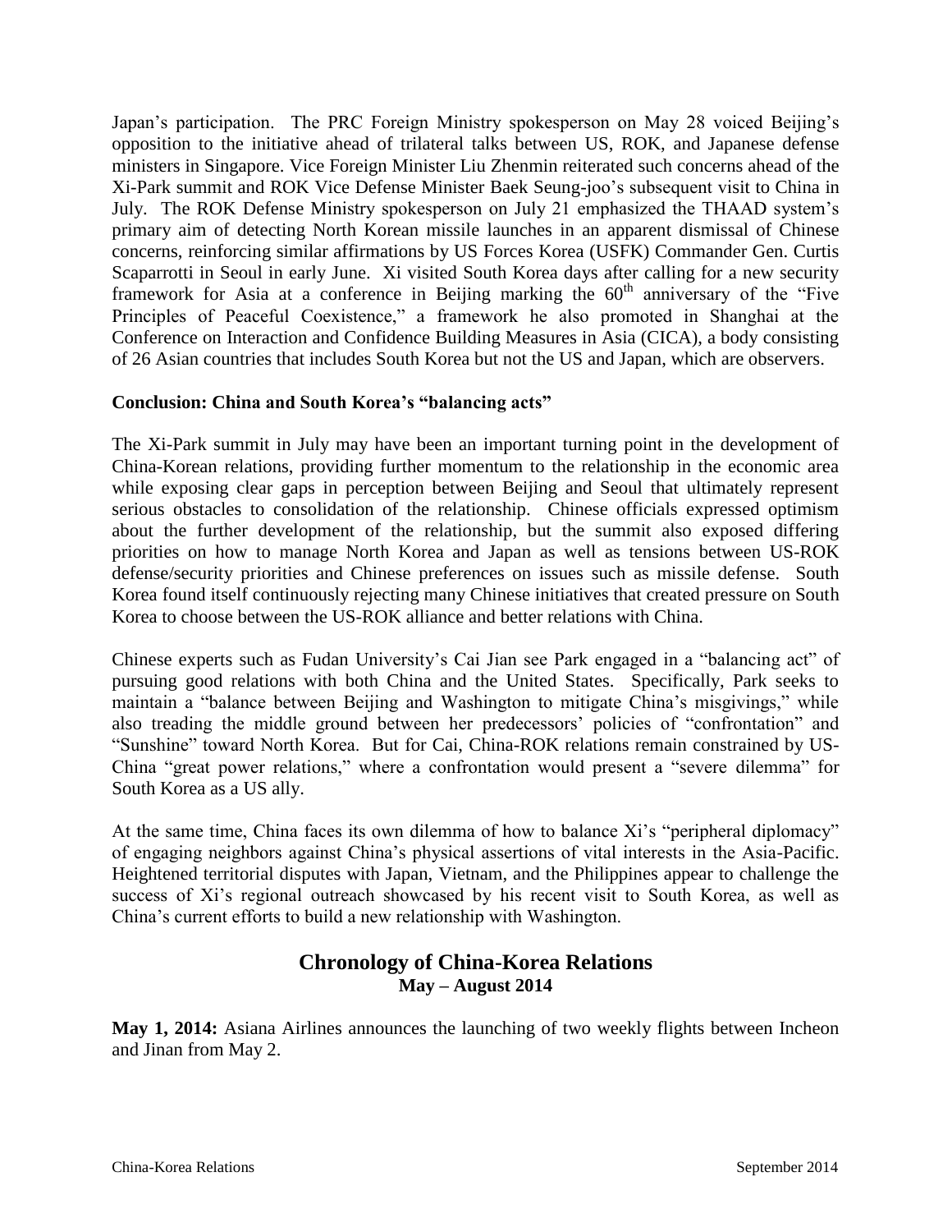Japan's participation. The PRC Foreign Ministry spokesperson on May 28 voiced Beijing's opposition to the initiative ahead of trilateral talks between US, ROK, and Japanese defense ministers in Singapore. Vice Foreign Minister Liu Zhenmin reiterated such concerns ahead of the Xi-Park summit and ROK Vice Defense Minister Baek Seung-joo's subsequent visit to China in July. The ROK Defense Ministry spokesperson on July 21 emphasized the THAAD system's primary aim of detecting North Korean missile launches in an apparent dismissal of Chinese concerns, reinforcing similar affirmations by US Forces Korea (USFK) Commander Gen. Curtis Scaparrotti in Seoul in early June. Xi visited South Korea days after calling for a new security framework for Asia at a conference in Beijing marking the 60th anniversary of the "Five Principles of Peaceful Coexistence," a framework he also promoted in Shanghai at the Conference on Interaction and Confidence Building Measures in Asia (CICA), a body consisting of 26 Asian countries that includes South Korea but not the US and Japan, which are observers.

**Conclusion: China and South Korea's "balancing acts"**

The Xi-Park summit in July may have been an important turning point in the development of China-Korean relations, providing further momentum to the relationship in the economic area while exposing clear gaps in perception between Beijing and Seoul that ultimately represent serious obstacles to consolidation of the relationship. Chinese officials expressed optimism about the further development of the relationship, but the summit also exposed differing priorities on how to manage North Korea and Japan as well as tensions between US-ROK defense/security priorities and Chinese preferences on issues such as missile defense. South Korea found itself continuously rejecting many Chinese initiatives that created pressure on South Korea to choose between the US-ROK alliance and better relations with China.

Chinese experts such as Fudan University's Cai Jian see Park engaged in a "balancing act" of pursuing good relations with both China and the United States. Specifically, Park seeks to maintain a "balance between Beijing and Washington to mitigate China's misgivings," while also treading the middle ground between her predecessors' policies of "confrontation" and "Sunshine" toward North Korea. But for Cai, China-ROK relations remain constrained by US-China "great power relations," where a confrontation would present a "severe dilemma" for South Korea as a US ally.

At the same time, China faces its own dilemma of how to balance Xi's "peripheral diplomacy" of engaging neighbors against China's physical assertions of vital interests in the Asia-Pacific. Heightened territorial disputes with Japan, Vietnam, and the Philippines appear to challenge the success of Xi's regional outreach showcased by his recent visit to South Korea, as well as China's current efforts to build a new relationship with Washington.

## Chronology of China-Korea Relations
### May – August 2014

**May 1, 2014:** Asiana Airlines announces the launching of two weekly flights between Incheon and Jinan from May 2.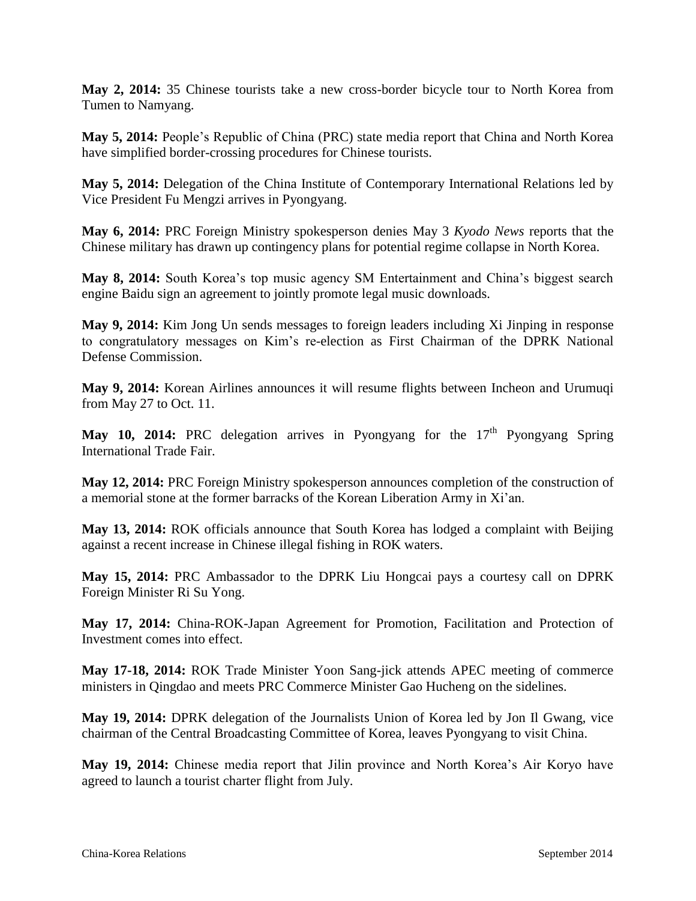**May 2, 2014:** 35 Chinese tourists take a new cross-border bicycle tour to North Korea from Tumen to Namyang.

**May 5, 2014:** People's Republic of China (PRC) state media report that China and North Korea have simplified border-crossing procedures for Chinese tourists.

**May 5, 2014:** Delegation of the China Institute of Contemporary International Relations led by Vice President Fu Mengzi arrives in Pyongyang.

**May 6, 2014:** PRC Foreign Ministry spokesperson denies May 3 *Kyodo News* reports that the Chinese military has drawn up contingency plans for potential regime collapse in North Korea.

**May 8, 2014:** South Korea's top music agency SM Entertainment and China's biggest search engine Baidu sign an agreement to jointly promote legal music downloads.

**May 9, 2014:** Kim Jong Un sends messages to foreign leaders including Xi Jinping in response to congratulatory messages on Kim's re-election as First Chairman of the DPRK National Defense Commission.

**May 9, 2014:** Korean Airlines announces it will resume flights between Incheon and Urumuqi from May 27 to Oct. 11.

**May 10, 2014:** PRC delegation arrives in Pyongyang for the 17th Pyongyang Spring International Trade Fair.

**May 12, 2014:** PRC Foreign Ministry spokesperson announces completion of the construction of a memorial stone at the former barracks of the Korean Liberation Army in Xi'an.

**May 13, 2014:** ROK officials announce that South Korea has lodged a complaint with Beijing against a recent increase in Chinese illegal fishing in ROK waters.

**May 15, 2014:** PRC Ambassador to the DPRK Liu Hongcai pays a courtesy call on DPRK Foreign Minister Ri Su Yong.

**May 17, 2014:** China-ROK-Japan Agreement for Promotion, Facilitation and Protection of Investment comes into effect.

**May 17-18, 2014:** ROK Trade Minister Yoon Sang-jick attends APEC meeting of commerce ministers in Qingdao and meets PRC Commerce Minister Gao Hucheng on the sidelines.

**May 19, 2014:** DPRK delegation of the Journalists Union of Korea led by Jon Il Gwang, vice chairman of the Central Broadcasting Committee of Korea, leaves Pyongyang to visit China.

**May 19, 2014:** Chinese media report that Jilin province and North Korea's Air Koryo have agreed to launch a tourist charter flight from July.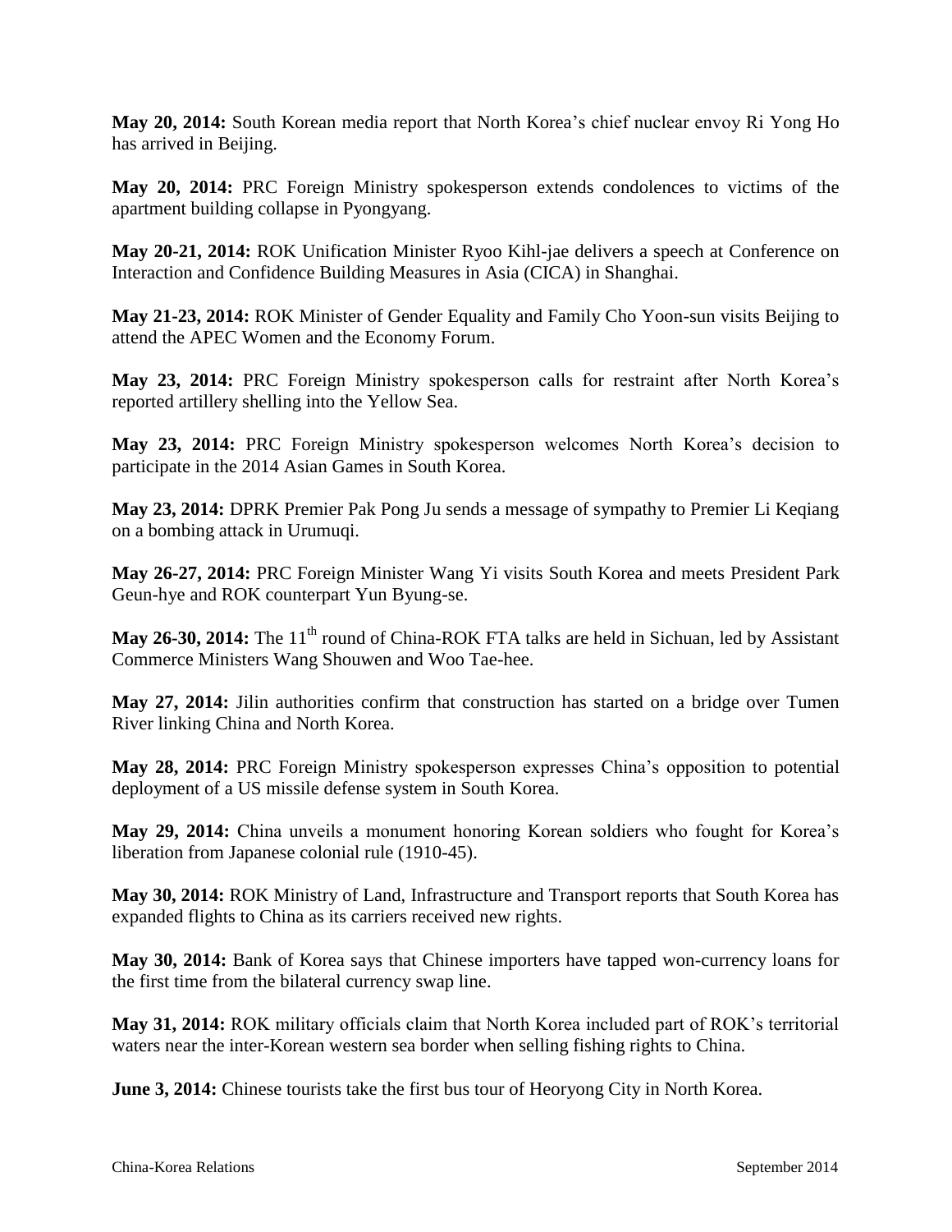**May 20, 2014:** South Korean media report that North Korea's chief nuclear envoy Ri Yong Ho has arrived in Beijing.

**May 20, 2014:** PRC Foreign Ministry spokesperson extends condolences to victims of the apartment building collapse in Pyongyang.

**May 20-21, 2014:** ROK Unification Minister Ryoo Kihl-jae delivers a speech at Conference on Interaction and Confidence Building Measures in Asia (CICA) in Shanghai.

**May 21-23, 2014:** ROK Minister of Gender Equality and Family Cho Yoon-sun visits Beijing to attend the APEC Women and the Economy Forum.

**May 23, 2014:** PRC Foreign Ministry spokesperson calls for restraint after North Korea's reported artillery shelling into the Yellow Sea.

**May 23, 2014:** PRC Foreign Ministry spokesperson welcomes North Korea's decision to participate in the 2014 Asian Games in South Korea.

**May 23, 2014:** DPRK Premier Pak Pong Ju sends a message of sympathy to Premier Li Keqiang on a bombing attack in Urumuqi.

**May 26-27, 2014:** PRC Foreign Minister Wang Yi visits South Korea and meets President Park Geun-hye and ROK counterpart Yun Byung-se.

**May 26-30, 2014:** The 11th round of China-ROK FTA talks are held in Sichuan, led by Assistant Commerce Ministers Wang Shouwen and Woo Tae-hee.

**May 27, 2014:** Jilin authorities confirm that construction has started on a bridge over Tumen River linking China and North Korea.

**May 28, 2014:** PRC Foreign Ministry spokesperson expresses China's opposition to potential deployment of a US missile defense system in South Korea.

**May 29, 2014:** China unveils a monument honoring Korean soldiers who fought for Korea's liberation from Japanese colonial rule (1910-45).

**May 30, 2014:** ROK Ministry of Land, Infrastructure and Transport reports that South Korea has expanded flights to China as its carriers received new rights.

**May 30, 2014:** Bank of Korea says that Chinese importers have tapped won-currency loans for the first time from the bilateral currency swap line.

**May 31, 2014:** ROK military officials claim that North Korea included part of ROK's territorial waters near the inter-Korean western sea border when selling fishing rights to China.

**June 3, 2014:** Chinese tourists take the first bus tour of Heoryong City in North Korea.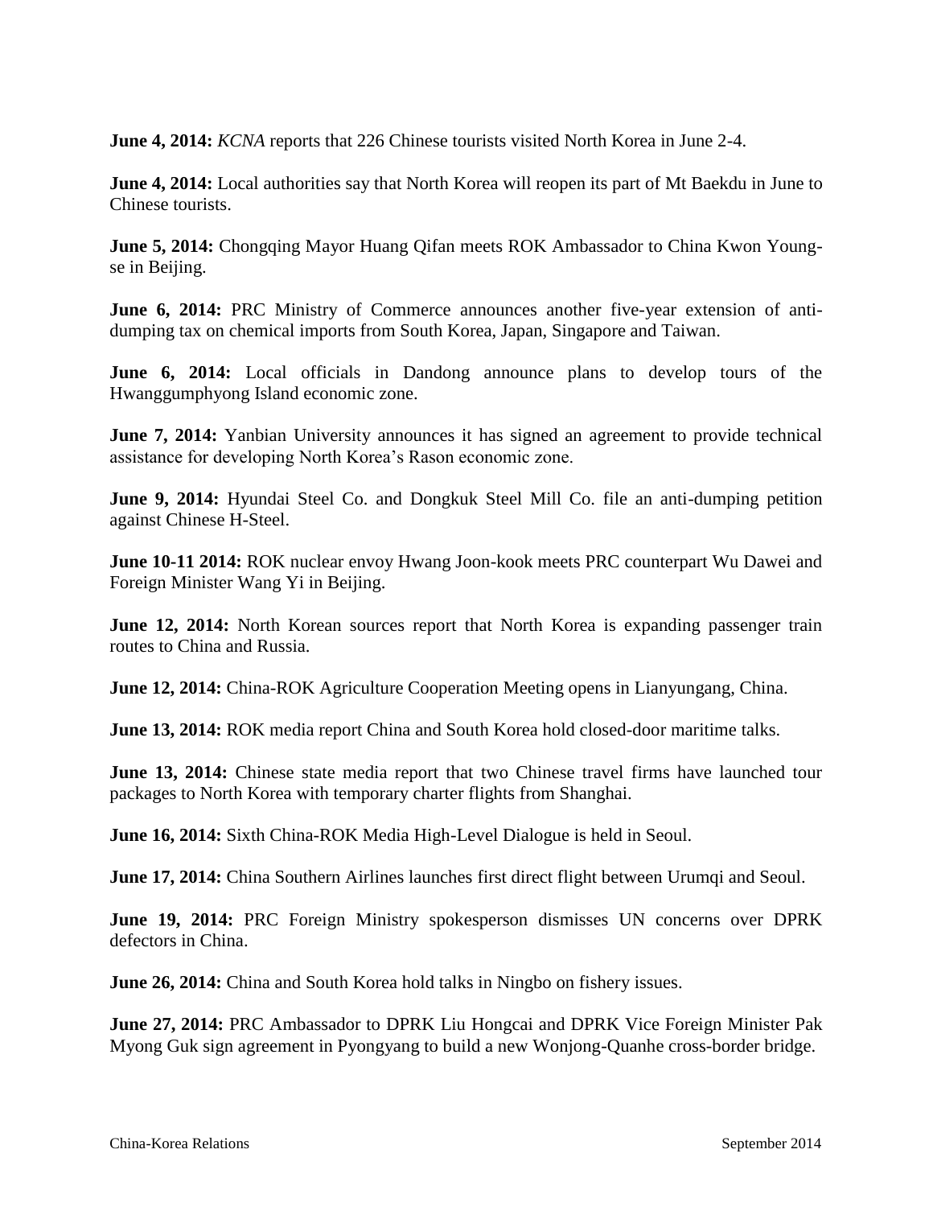**June 4, 2014:** *KCNA* reports that 226 Chinese tourists visited North Korea in June 2-4.

**June 4, 2014:** Local authorities say that North Korea will reopen its part of Mt Baekdu in June to Chinese tourists.

**June 5, 2014:** Chongqing Mayor Huang Qifan meets ROK Ambassador to China Kwon Young-se in Beijing.

**June 6, 2014:** PRC Ministry of Commerce announces another five-year extension of anti-dumping tax on chemical imports from South Korea, Japan, Singapore and Taiwan.

**June 6, 2014:** Local officials in Dandong announce plans to develop tours of the Hwanggumphyong Island economic zone.

**June 7, 2014:** Yanbian University announces it has signed an agreement to provide technical assistance for developing North Korea's Rason economic zone.

**June 9, 2014:** Hyundai Steel Co. and Dongkuk Steel Mill Co. file an anti-dumping petition against Chinese H-Steel.

**June 10-11 2014:** ROK nuclear envoy Hwang Joon-kook meets PRC counterpart Wu Dawei and Foreign Minister Wang Yi in Beijing.

**June 12, 2014:** North Korean sources report that North Korea is expanding passenger train routes to China and Russia.

**June 12, 2014:** China-ROK Agriculture Cooperation Meeting opens in Lianyungang, China.

**June 13, 2014:** ROK media report China and South Korea hold closed-door maritime talks.

**June 13, 2014:** Chinese state media report that two Chinese travel firms have launched tour packages to North Korea with temporary charter flights from Shanghai.

**June 16, 2014:** Sixth China-ROK Media High-Level Dialogue is held in Seoul.

**June 17, 2014:** China Southern Airlines launches first direct flight between Urumqi and Seoul.

**June 19, 2014:** PRC Foreign Ministry spokesperson dismisses UN concerns over DPRK defectors in China.

**June 26, 2014:** China and South Korea hold talks in Ningbo on fishery issues.

**June 27, 2014:** PRC Ambassador to DPRK Liu Hongcai and DPRK Vice Foreign Minister Pak Myong Guk sign agreement in Pyongyang to build a new Wonjong-Quanhe cross-border bridge.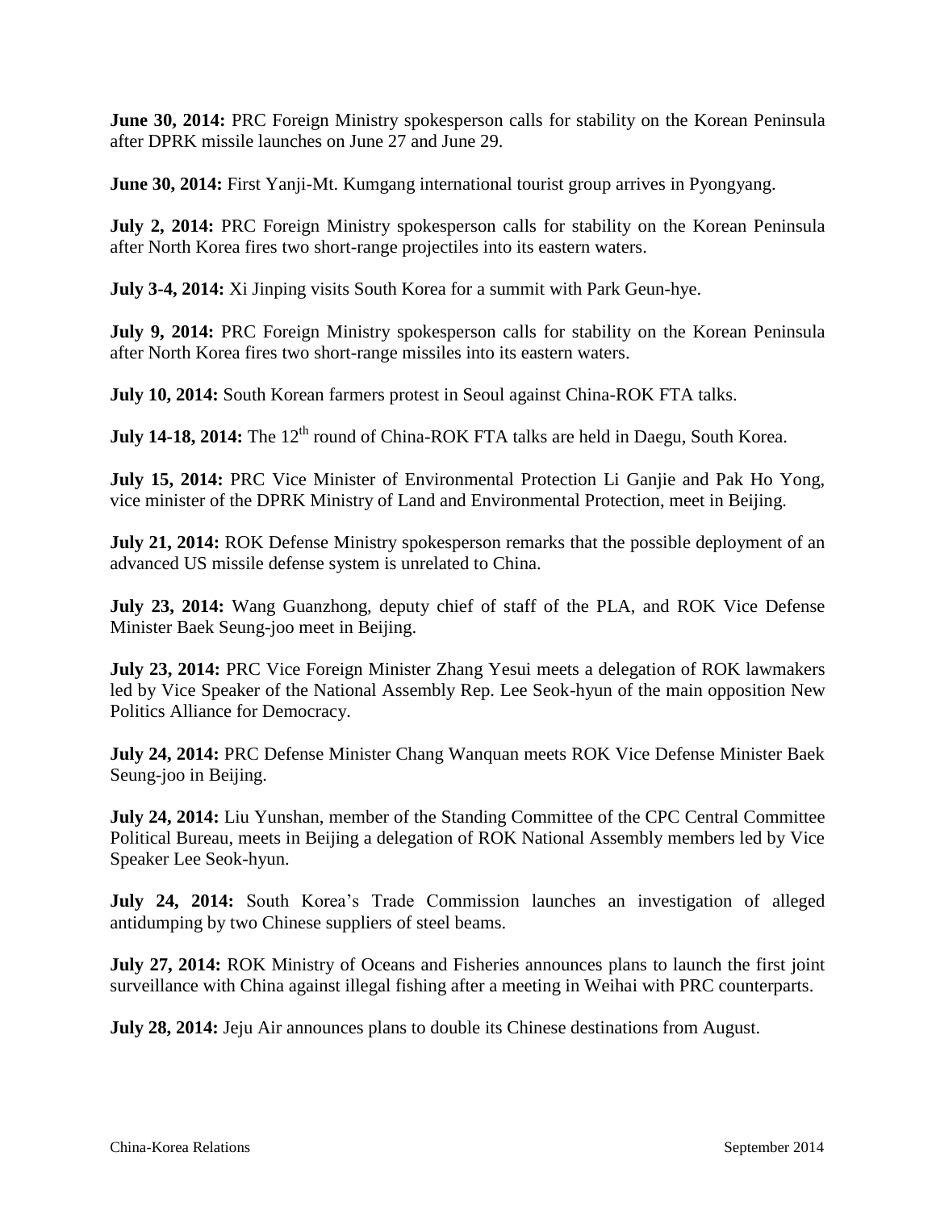**June 30, 2014:** PRC Foreign Ministry spokesperson calls for stability on the Korean Peninsula after DPRK missile launches on June 27 and June 29.

**June 30, 2014:** First Yanji-Mt. Kumgang international tourist group arrives in Pyongyang.

**July 2, 2014:** PRC Foreign Ministry spokesperson calls for stability on the Korean Peninsula after North Korea fires two short-range projectiles into its eastern waters.

**July 3-4, 2014:** Xi Jinping visits South Korea for a summit with Park Geun-hye.

**July 9, 2014:** PRC Foreign Ministry spokesperson calls for stability on the Korean Peninsula after North Korea fires two short-range missiles into its eastern waters.

**July 10, 2014:** South Korean farmers protest in Seoul against China-ROK FTA talks.

**July 14-18, 2014:** The 12th round of China-ROK FTA talks are held in Daegu, South Korea.

**July 15, 2014:** PRC Vice Minister of Environmental Protection Li Ganjie and Pak Ho Yong, vice minister of the DPRK Ministry of Land and Environmental Protection, meet in Beijing.

**July 21, 2014:** ROK Defense Ministry spokesperson remarks that the possible deployment of an advanced US missile defense system is unrelated to China.

**July 23, 2014:** Wang Guanzhong, deputy chief of staff of the PLA, and ROK Vice Defense Minister Baek Seung-joo meet in Beijing.

**July 23, 2014:** PRC Vice Foreign Minister Zhang Yesui meets a delegation of ROK lawmakers led by Vice Speaker of the National Assembly Rep. Lee Seok-hyun of the main opposition New Politics Alliance for Democracy.

**July 24, 2014:** PRC Defense Minister Chang Wanquan meets ROK Vice Defense Minister Baek Seung-joo in Beijing.

**July 24, 2014:** Liu Yunshan, member of the Standing Committee of the CPC Central Committee Political Bureau, meets in Beijing a delegation of ROK National Assembly members led by Vice Speaker Lee Seok-hyun.

**July 24, 2014:** South Korea's Trade Commission launches an investigation of alleged antidumping by two Chinese suppliers of steel beams.

**July 27, 2014:** ROK Ministry of Oceans and Fisheries announces plans to launch the first joint surveillance with China against illegal fishing after a meeting in Weihai with PRC counterparts.

**July 28, 2014:** Jeju Air announces plans to double its Chinese destinations from August.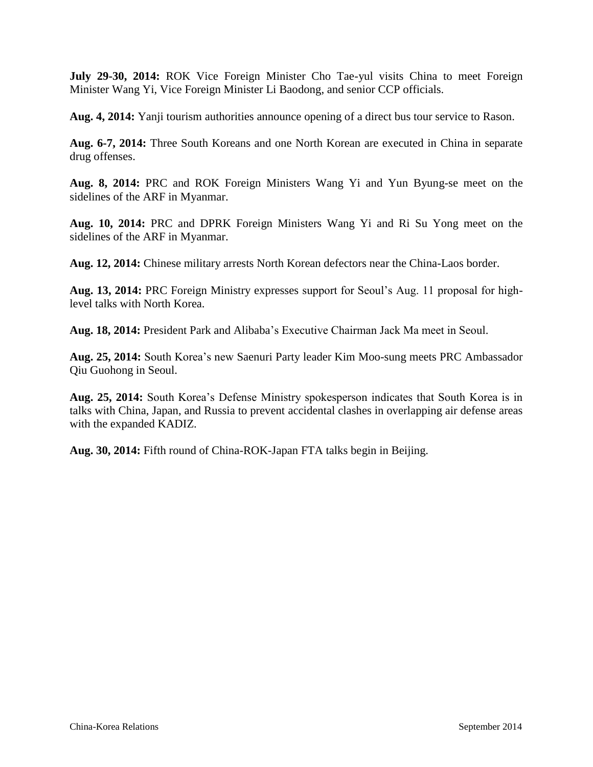**July 29-30, 2014:** ROK Vice Foreign Minister Cho Tae-yul visits China to meet Foreign Minister Wang Yi, Vice Foreign Minister Li Baodong, and senior CCP officials.

**Aug. 4, 2014:** Yanji tourism authorities announce opening of a direct bus tour service to Rason.

**Aug. 6-7, 2014:** Three South Koreans and one North Korean are executed in China in separate drug offenses.

**Aug. 8, 2014:** PRC and ROK Foreign Ministers Wang Yi and Yun Byung-se meet on the sidelines of the ARF in Myanmar.

**Aug. 10, 2014:** PRC and DPRK Foreign Ministers Wang Yi and Ri Su Yong meet on the sidelines of the ARF in Myanmar.

**Aug. 12, 2014:** Chinese military arrests North Korean defectors near the China-Laos border.

**Aug. 13, 2014:** PRC Foreign Ministry expresses support for Seoul's Aug. 11 proposal for high-level talks with North Korea.

**Aug. 18, 2014:** President Park and Alibaba's Executive Chairman Jack Ma meet in Seoul.

**Aug. 25, 2014:** South Korea's new Saenuri Party leader Kim Moo-sung meets PRC Ambassador Qiu Guohong in Seoul.

**Aug. 25, 2014:** South Korea's Defense Ministry spokesperson indicates that South Korea is in talks with China, Japan, and Russia to prevent accidental clashes in overlapping air defense areas with the expanded KADIZ.

**Aug. 30, 2014:** Fifth round of China-ROK-Japan FTA talks begin in Beijing.